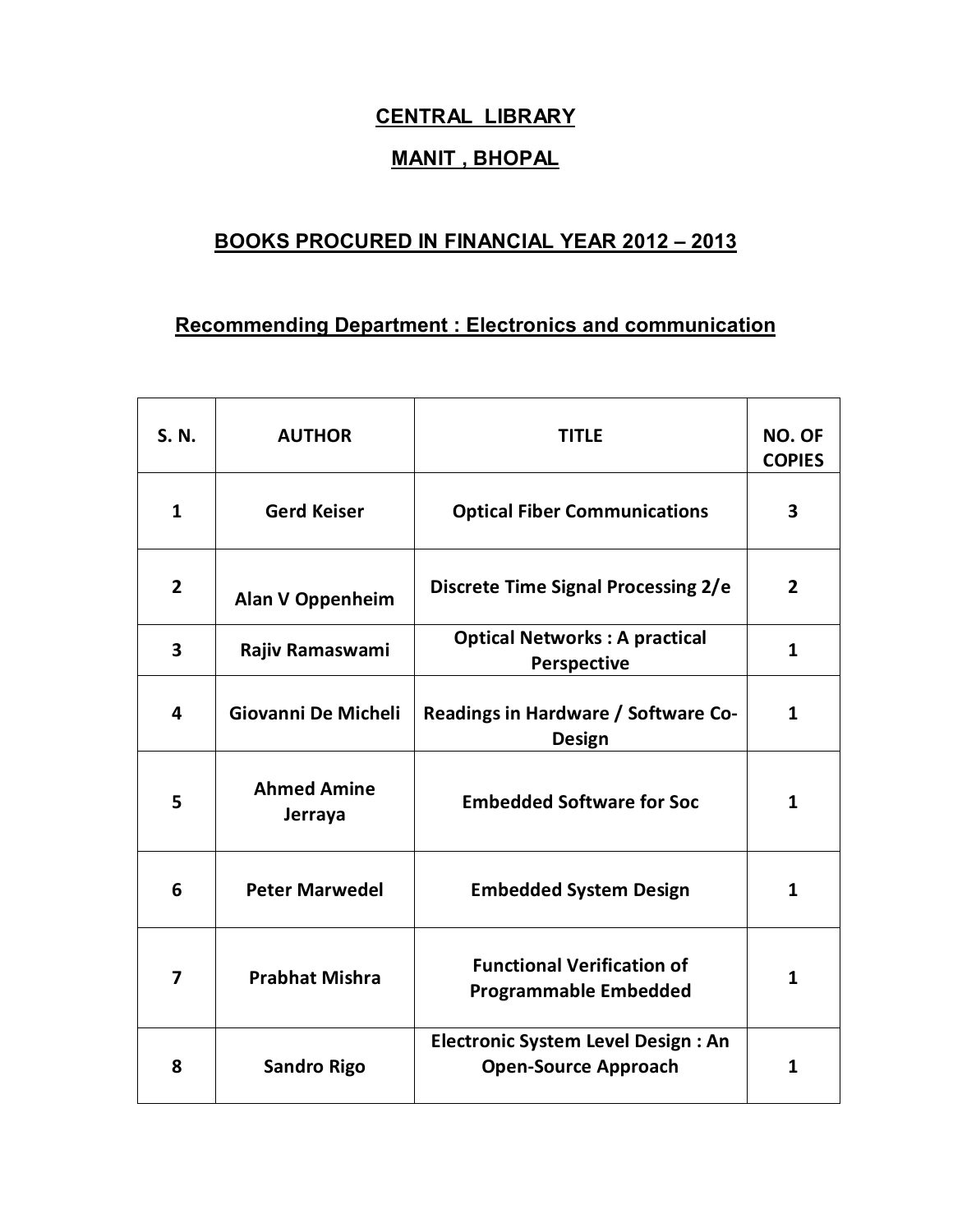# CENTRAL LIBRARY

## MANIT , BHOPAL

## BOOKS PROCURED IN FINANCIAL YEAR 2012 – 2013

### Recommending Department : Electronics and communication

| S. N. | AUTHOR | TITLE | NO. OF COPIES |
|---|---|---|---|
| 1 | Gerd Keiser | Optical Fiber Communications | 3 |
| 2 | Alan V Oppenheim | Discrete Time Signal Processing 2/e | 2 |
| 3 | Rajiv Ramaswami | Optical Networks : A practical Perspective | 1 |
| 4 | Giovanni De Micheli | Readings in Hardware / Software Co-Design | 1 |
| 5 | Ahmed Amine Jerraya | Embedded Software for Soc | 1 |
| 6 | Peter Marwedel | Embedded System Design | 1 |
| 7 | Prabhat Mishra | Functional Verification of Programmable Embedded | 1 |
| 8 | Sandro Rigo | Electronic System Level Design : An Open-Source Approach | 1 |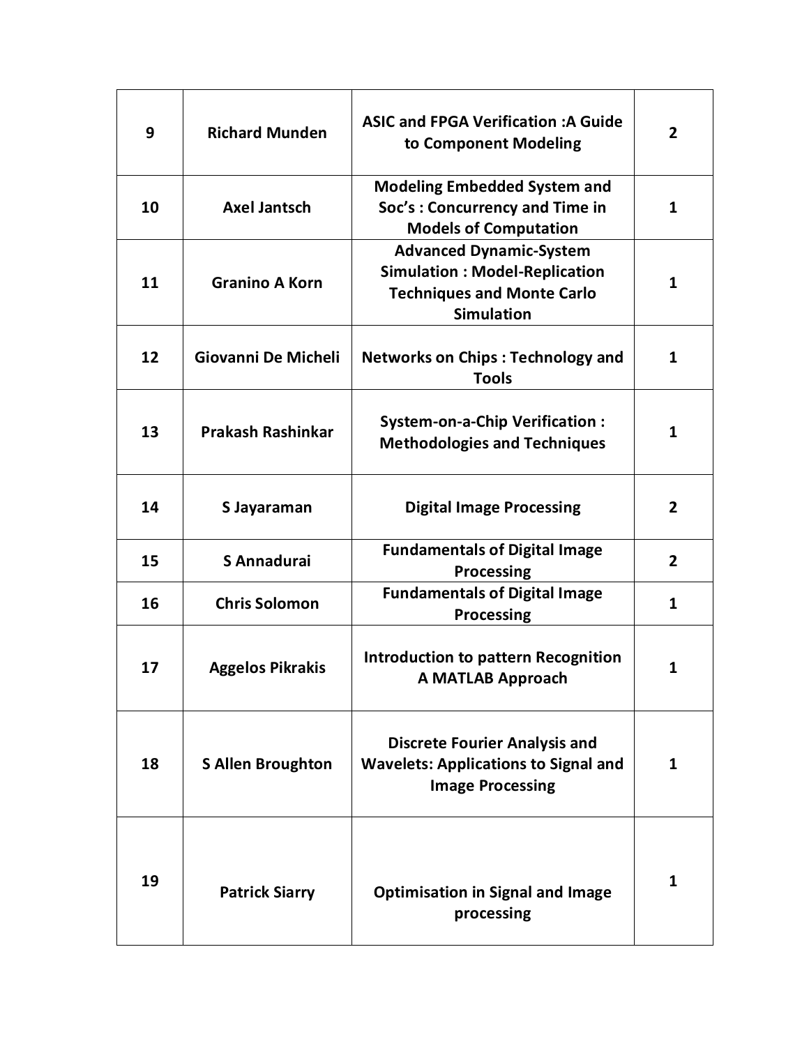| 9 | Richard Munden | ASIC and FPGA Verification :A Guide to Component Modeling | 2 |
|---|---|---|---|
| 10 | Axel Jantsch | Modeling Embedded System and Soc's : Concurrency and Time in Models of Computation | 1 |
| 11 | Granino A Korn | Advanced Dynamic-System Simulation : Model-Replication Techniques and Monte Carlo Simulation | 1 |
| 12 | Giovanni De Micheli | Networks on Chips : Technology and Tools | 1 |
| 13 | Prakash Rashinkar | System-on-a-Chip Verification : Methodologies and Techniques | 1 |
| 14 | S Jayaraman | Digital Image Processing | 2 |
| 15 | S Annadurai | Fundamentals of Digital Image Processing | 2 |
| 16 | Chris Solomon | Fundamentals of Digital Image Processing | 1 |
| 17 | Aggelos Pikrakis | Introduction to pattern Recognition A MATLAB Approach | 1 |
| 18 | S Allen Broughton | Discrete Fourier Analysis and Wavelets: Applications to Signal and Image Processing | 1 |
| 19 | Patrick Siarry | Optimisation in Signal and Image processing | 1 |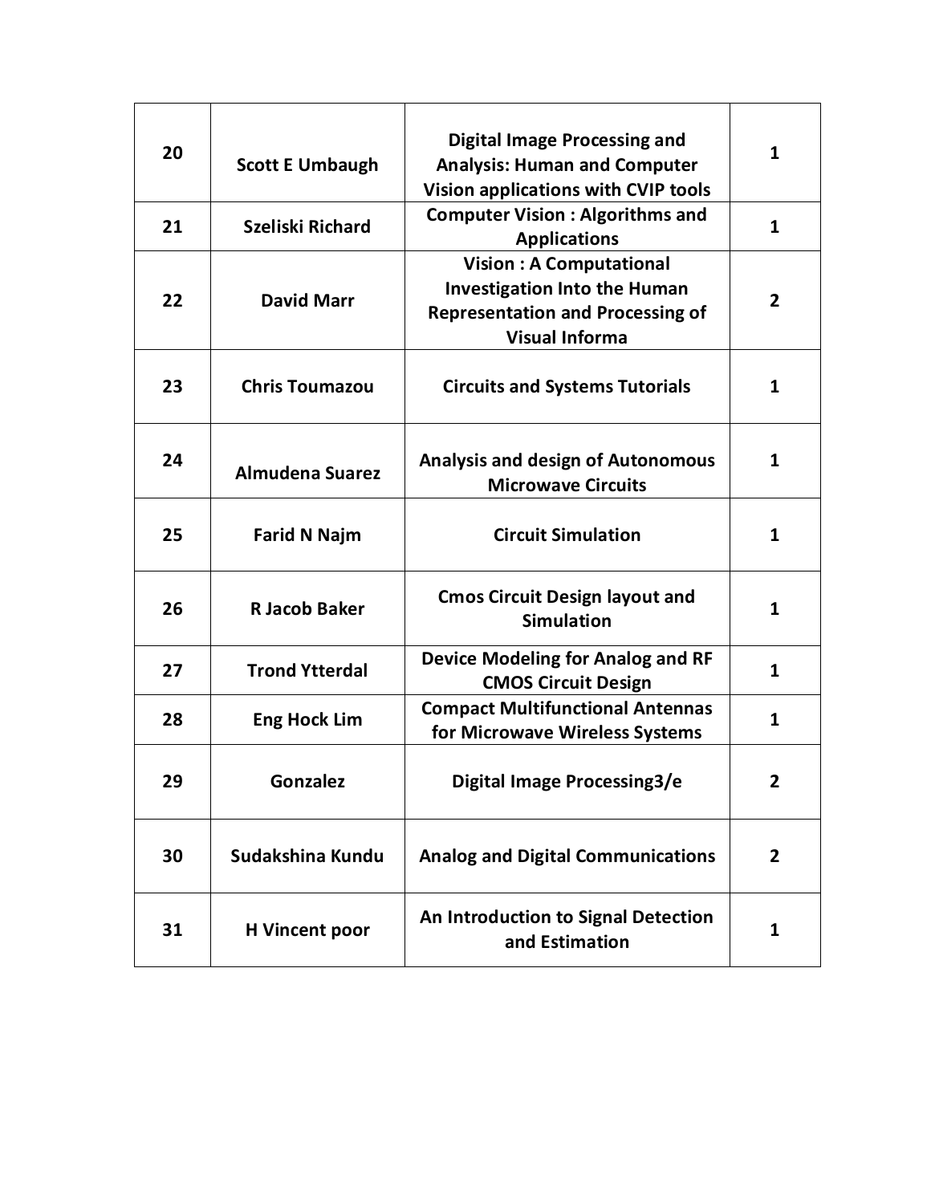| | | | |
|---|---|---|---|
| **20** | **Scott E Umbaugh** | **Digital Image Processing and Analysis: Human and Computer Vision applications with CVIP tools** | **1** |
| **21** | **Szeliski Richard** | **Computer Vision : Algorithms and Applications** | **1** |
| **22** | **David Marr** | **Vision : A Computational Investigation Into the Human Representation and Processing of Visual Informa** | **2** |
| **23** | **Chris Toumazou** | **Circuits and Systems Tutorials** | **1** |
| **24** | **Almudena Suarez** | **Analysis and design of Autonomous Microwave Circuits** | **1** |
| **25** | **Farid N Najm** | **Circuit Simulation** | **1** |
| **26** | **R Jacob Baker** | **Cmos Circuit Design layout and Simulation** | **1** |
| **27** | **Trond Ytterdal** | **Device Modeling for Analog and RF CMOS Circuit Design** | **1** |
| **28** | **Eng Hock Lim** | **Compact Multifunctional Antennas for Microwave Wireless Systems** | **1** |
| **29** | **Gonzalez** | **Digital Image Processing3/e** | **2** |
| **30** | **Sudakshina Kundu** | **Analog and Digital Communications** | **2** |
| **31** | **H Vincent poor** | **An Introduction to Signal Detection and Estimation** | **1** |